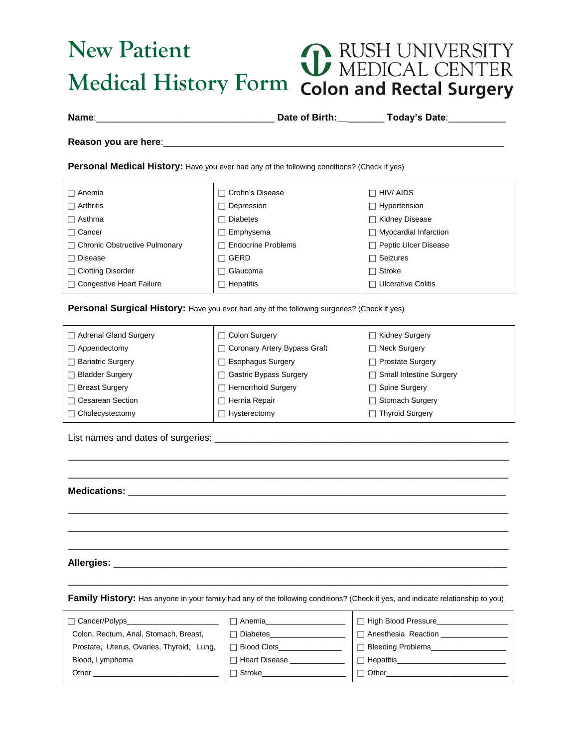# New Patient Medical History Form

**RUSH UNIVERSITY MEDICAL CENTER**
**Colon and Rectal Surgery**

**Name**:________________________________ **Date of Birth:**__________ **Today's Date**:__________

**Reason you are here**:________________________________________________________________

**Personal Medical History:** Have you ever had any of the following conditions? (Check if yes)

| | | |
|---|---|---|
| ☐ Anemia | ☐ Crohn's Disease | ☐ HIV/ AIDS |
| ☐ Arthritis | ☐ Depression | ☐ Hypertension |
| ☐ Asthma | ☐ Diabetes | ☐ Kidney Disease |
| ☐ Cancer | ☐ Emphysema | ☐ Myocardial Infarction |
| ☐ Chronic Obstructive Pulmonary | ☐ Endocrine Problems | ☐ Peptic Ulcer Disease |
| ☐ Disease | ☐ GERD | ☐ Seizures |
| ☐ Clotting Disorder | ☐ Glaucoma | ☐ Stroke |
| ☐ Congestive Heart Failure | ☐ Hepatitis | ☐ Ulcerative Colitis |

**Personal Surgical History:** Have you ever had any of the following surgeries? (Check if yes)

| | | |
|---|---|---|
| ☐ Adrenal Gland Surgery | ☐ Colon Surgery | ☐ Kidney Surgery |
| ☐ Appendectomy | ☐ Coronary Artery Bypass Graft | ☐ Neck Surgery |
| ☐ Bariatric Surgery | ☐ Esophagus Surgery | ☐ Prostate Surgery |
| ☐ Bladder Surgery | ☐ Gastric Bypass Surgery | ☐ Small Intestine Surgery |
| ☐ Breast Surgery | ☐ Hemorrhoid Surgery | ☐ Spine Surgery |
| ☐ Cesarean Section | ☐ Hernia Repair | ☐ Stomach Surgery |
| ☐ Cholecystectomy | ☐ Hysterectomy | ☐ Thyroid Surgery |

List names and dates of surgeries: ________________________________________________

________________________________________________________________________________

________________________________________________________________________________

**Medications:** ________________________________________________________________

________________________________________________________________________________

________________________________________________________________________________

________________________________________________________________________________

**Allergies:** __________________________________________________________________

________________________________________________________________________________

**Family History:** Has anyone in your family had any of the following conditions? (Check if yes, and indicate relationship to you)

| | | |
|---|---|---|
| ☐ Cancer/Polyps____________________ | ☐ Anemia__________________ | ☐ High Blood Pressure________________ |
| Colon, Rectum, Anal, Stomach, Breast, | ☐ Diabetes________________ | ☐ Anesthesia Reaction ______________ |
| Prostate, Uterus, Ovaries, Thyroid, Lung, | ☐ Blood Clots______________ | ☐ Bleeding Problems_________________ |
| Blood, Lymphoma | ☐ Heart Disease ____________ | ☐ Hepatitis__________________________ |
| Other ___________________________ | ☐ Stroke___________________ | ☐ Other_____________________________ |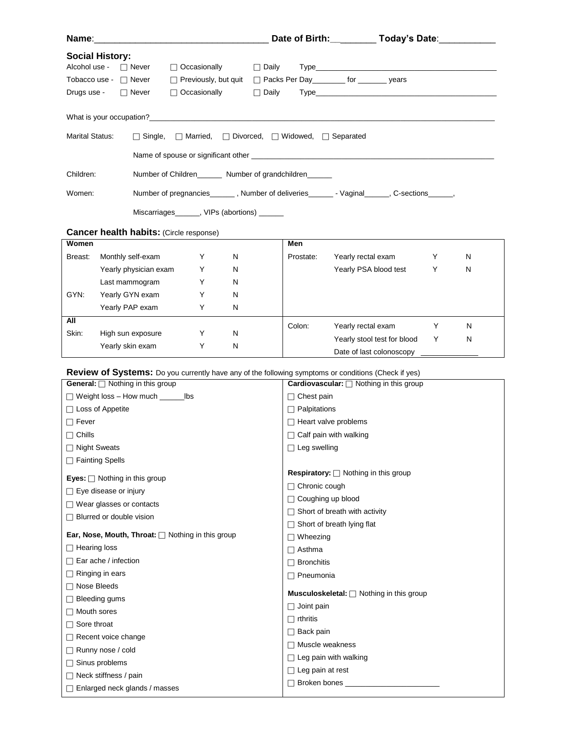**Name**:___________________________________ **Date of Birth**:__________ **Today's Date**:___________

## Social History:

Alcohol use - ☐ Never ☐ Occasionally ☐ Daily Type_____________________________________________

Tobacco use - ☐ Never ☐ Previously, but quit ☐ Packs Per Day________ for _______ years

Drugs use - ☐ Never ☐ Occasionally ☐ Daily Type_____________________________________________

What is your occupation?_____________________________________________________________________________

Marital Status: ☐ Single, ☐ Married, ☐ Divorced, ☐ Widowed, ☐ Separated

Name of spouse or significant other ______________________________________________________________

Children: Number of Children______ Number of grandchildren______

Women: Number of pregnancies______ , Number of deliveries______ - Vaginal______, C-sections______,

Miscarriages______, VIPs (abortions) ______

## Cancer health habits: (Circle response)

| **Women** | | | | **Men** | | | |
|---|---|---|---|---|---|---|---|
| Breast: | Monthly self-exam | Y | N | Prostate: | Yearly rectal exam | Y | N |
| | Yearly physician exam | Y | N | | Yearly PSA blood test | Y | N |
| | Last mammogram | Y | N | | | | |
| GYN: | Yearly GYN exam | Y | N | | | | |
| | Yearly PAP exam | Y | N | | | | |
| **All** | | | | Colon: | Yearly rectal exam | Y | N |
| Skin: | High sun exposure | Y | N | | Yearly stool test for blood | Y | N |
| | Yearly skin exam | Y | N | | Date of last colonoscopy | ______________ | |

## Review of Systems: Do you currently have any of the following symptoms or conditions (Check if yes)

**General:** ☐ Nothing in this group
- ☐ Weight loss – How much ______lbs
- ☐ Loss of Appetite
- ☐ Fever
- ☐ Chills
- ☐ Night Sweats
- ☐ Fainting Spells

**Eyes:** ☐ Nothing in this group
- ☐ Eye disease or injury
- ☐ Wear glasses or contacts
- ☐ Blurred or double vision

**Ear, Nose, Mouth, Throat:** ☐ Nothing in this group
- ☐ Hearing loss
- ☐ Ear ache / infection
- ☐ Ringing in ears
- ☐ Nose Bleeds
- ☐ Bleeding gums
- ☐ Mouth sores
- ☐ Sore throat
- ☐ Recent voice change
- ☐ Runny nose / cold
- ☐ Sinus problems
- ☐ Neck stiffness / pain
- ☐ Enlarged neck glands / masses

**Cardiovascular:** ☐ Nothing in this group
- ☐ Chest pain
- ☐ Palpitations
- ☐ Heart valve problems
- ☐ Calf pain with walking
- ☐ Leg swelling

**Respiratory:** ☐ Nothing in this group
- ☐ Chronic cough
- ☐ Coughing up blood
- ☐ Short of breath with activity
- ☐ Short of breath lying flat
- ☐ Wheezing
- ☐ Asthma
- ☐ Bronchitis
- ☐ Pneumonia

**Musculoskeletal:** ☐ Nothing in this group
- ☐ Joint pain
- ☐ rthritis
- ☐ Back pain
- ☐ Muscle weakness
- ☐ Leg pain with walking
- ☐ Leg pain at rest
- ☐ Broken bones ______________________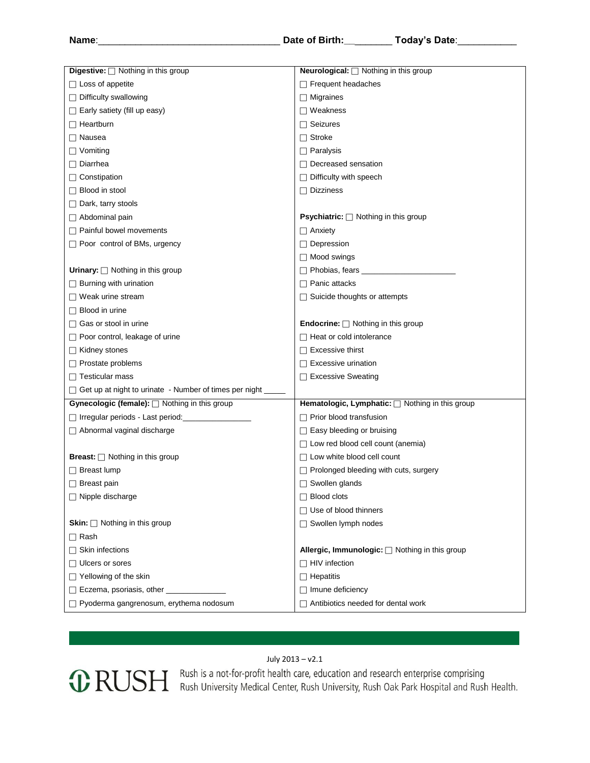**Name**:__________________________________ **Date of Birth:**__________ **Today's Date**:___________

**Digestive:** ☐ Nothing in this group

- ☐ Loss of appetite
- ☐ Difficulty swallowing
- ☐ Early satiety (fill up easy)
- ☐ Heartburn
- ☐ Nausea
- ☐ Vomiting
- ☐ Diarrhea
- ☐ Constipation
- ☐ Blood in stool
- ☐ Dark, tarry stools
- ☐ Abdominal pain
- ☐ Painful bowel movements
- ☐ Poor control of BMs, urgency

**Urinary:** ☐ Nothing in this group

- ☐ Burning with urination
- ☐ Weak urine stream
- ☐ Blood in urine
- ☐ Gas or stool in urine
- ☐ Poor control, leakage of urine
- ☐ Kidney stones
- ☐ Prostate problems
- ☐ Testicular mass
- ☐ Get up at night to urinate - Number of times per night _____

**Gynecologic (female):** ☐ Nothing in this group

- ☐ Irregular periods - Last period:________________
- ☐ Abnormal vaginal discharge

**Breast:** ☐ Nothing in this group

- ☐ Breast lump
- ☐ Breast pain
- ☐ Nipple discharge

**Skin:** ☐ Nothing in this group

- ☐ Rash
- ☐ Skin infections
- ☐ Ulcers or sores
- ☐ Yellowing of the skin
- ☐ Eczema, psoriasis, other ______________
- ☐ Pyoderma gangrenosum, erythema nodosum

**Neurological:** ☐ Nothing in this group

- ☐ Frequent headaches
- ☐ Migraines
- ☐ Weakness
- ☐ Seizures
- ☐ Stroke
- ☐ Paralysis
- ☐ Decreased sensation
- ☐ Difficulty with speech
- ☐ Dizziness

**Psychiatric:** ☐ Nothing in this group

- ☐ Anxiety
- ☐ Depression
- ☐ Mood swings
- ☐ Phobias, fears ______________________
- ☐ Panic attacks
- ☐ Suicide thoughts or attempts

**Endocrine:** ☐ Nothing in this group

- ☐ Heat or cold intolerance
- ☐ Excessive thirst
- ☐ Excessive urination
- ☐ Excessive Sweating

**Hematologic, Lymphatic:** ☐ Nothing in this group

- ☐ Prior blood transfusion
- ☐ Easy bleeding or bruising
- ☐ Low red blood cell count (anemia)
- ☐ Low white blood cell count
- ☐ Prolonged bleeding with cuts, surgery
- ☐ Swollen glands
- ☐ Blood clots
- ☐ Use of blood thinners
- ☐ Swollen lymph nodes

**Allergic, Immunologic:** ☐ Nothing in this group

- ☐ HIV infection
- ☐ Hepatitis
- ☐ Imune deficiency
- ☐ Antibiotics needed for dental work

July 2013 – v2.1

RUSH Rush is a not-for-profit health care, education and research enterprise comprising Rush University Medical Center, Rush University, Rush Oak Park Hospital and Rush Health.